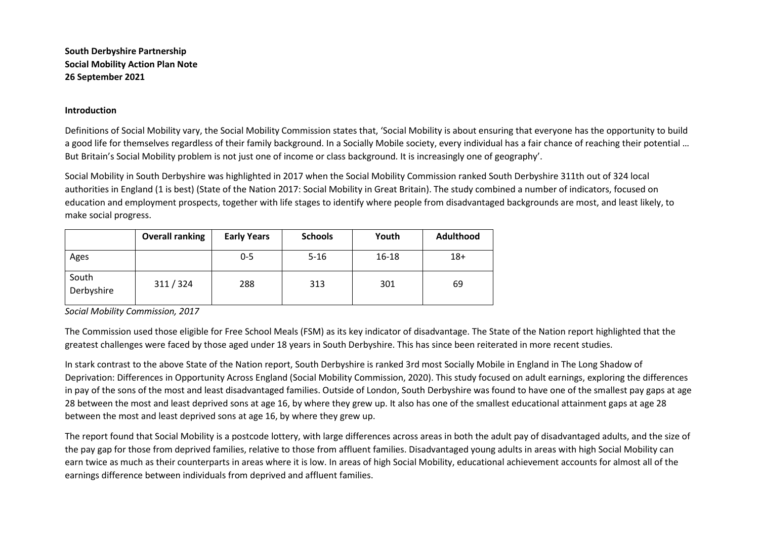**South Derbyshire Partnership**
**Social Mobility Action Plan Note**
**26 September 2021**

**Introduction**

Definitions of Social Mobility vary, the Social Mobility Commission states that, 'Social Mobility is about ensuring that everyone has the opportunity to build a good life for themselves regardless of their family background. In a Socially Mobile society, every individual has a fair chance of reaching their potential … But Britain's Social Mobility problem is not just one of income or class background. It is increasingly one of geography'.

Social Mobility in South Derbyshire was highlighted in 2017 when the Social Mobility Commission ranked South Derbyshire 311th out of 324 local authorities in England (1 is best) (State of the Nation 2017: Social Mobility in Great Britain). The study combined a number of indicators, focused on education and employment prospects, together with life stages to identify where people from disadvantaged backgrounds are most, and least likely, to make social progress.

| | Overall ranking | Early Years | Schools | Youth | Adulthood |
|---|---|---|---|---|---|
| Ages | | 0-5 | 5-16 | 16-18 | 18+ |
| South Derbyshire | 311 / 324 | 288 | 313 | 301 | 69 |

*Social Mobility Commission, 2017*

The Commission used those eligible for Free School Meals (FSM) as its key indicator of disadvantage. The State of the Nation report highlighted that the greatest challenges were faced by those aged under 18 years in South Derbyshire. This has since been reiterated in more recent studies.

In stark contrast to the above State of the Nation report, South Derbyshire is ranked 3rd most Socially Mobile in England in The Long Shadow of Deprivation: Differences in Opportunity Across England (Social Mobility Commission, 2020). This study focused on adult earnings, exploring the differences in pay of the sons of the most and least disadvantaged families. Outside of London, South Derbyshire was found to have one of the smallest pay gaps at age 28 between the most and least deprived sons at age 16, by where they grew up. It also has one of the smallest educational attainment gaps at age 28 between the most and least deprived sons at age 16, by where they grew up.

The report found that Social Mobility is a postcode lottery, with large differences across areas in both the adult pay of disadvantaged adults, and the size of the pay gap for those from deprived families, relative to those from affluent families. Disadvantaged young adults in areas with high Social Mobility can earn twice as much as their counterparts in areas where it is low. In areas of high Social Mobility, educational achievement accounts for almost all of the earnings difference between individuals from deprived and affluent families.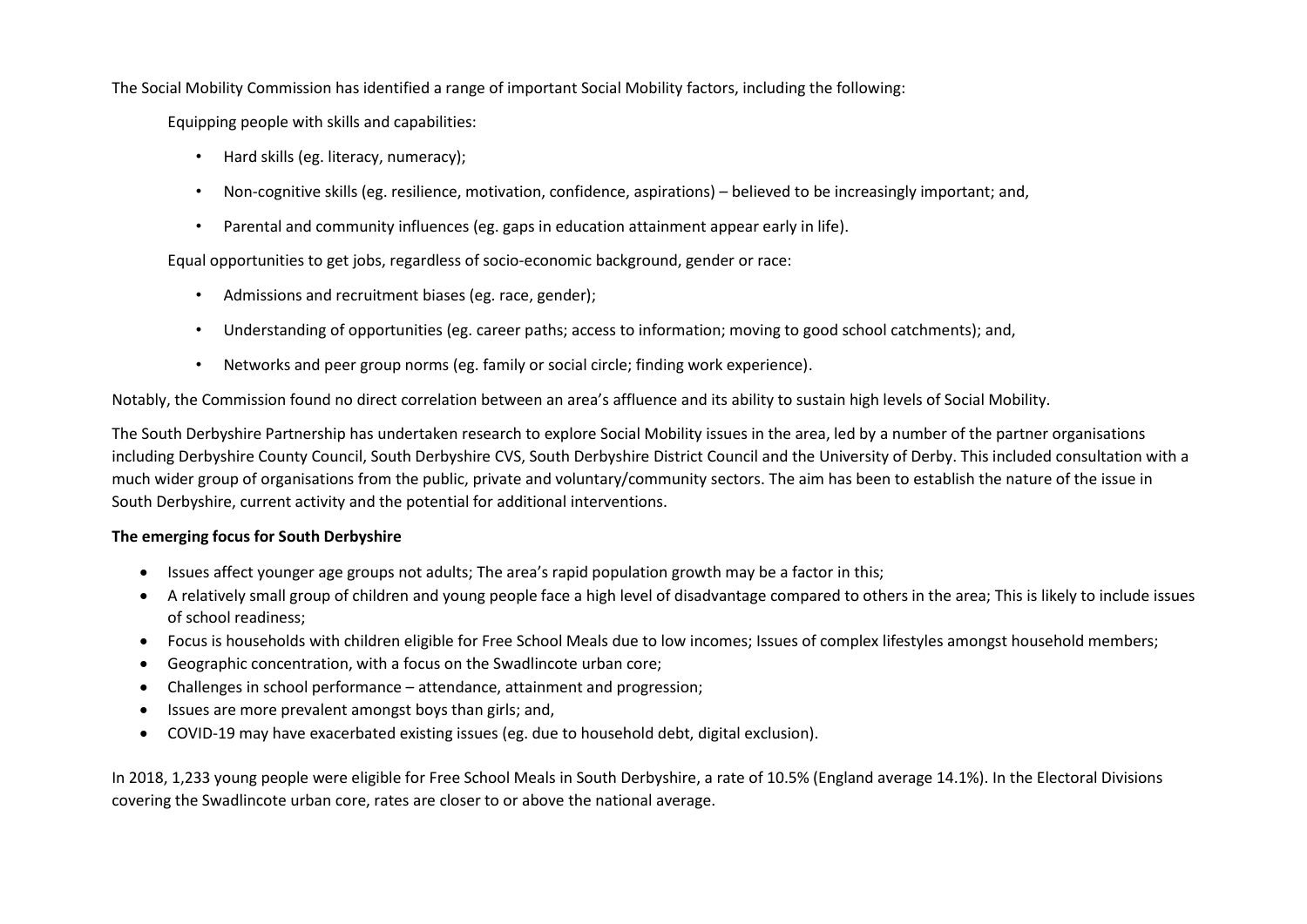The Social Mobility Commission has identified a range of important Social Mobility factors, including the following:

Equipping people with skills and capabilities:

- Hard skills (eg. literacy, numeracy);
- Non-cognitive skills (eg. resilience, motivation, confidence, aspirations) – believed to be increasingly important; and,
- Parental and community influences (eg. gaps in education attainment appear early in life).

Equal opportunities to get jobs, regardless of socio-economic background, gender or race:

- Admissions and recruitment biases (eg. race, gender);
- Understanding of opportunities (eg. career paths; access to information; moving to good school catchments); and,
- Networks and peer group norms (eg. family or social circle; finding work experience).

Notably, the Commission found no direct correlation between an area's affluence and its ability to sustain high levels of Social Mobility.

The South Derbyshire Partnership has undertaken research to explore Social Mobility issues in the area, led by a number of the partner organisations including Derbyshire County Council, South Derbyshire CVS, South Derbyshire District Council and the University of Derby. This included consultation with a much wider group of organisations from the public, private and voluntary/community sectors. The aim has been to establish the nature of the issue in South Derbyshire, current activity and the potential for additional interventions.

**The emerging focus for South Derbyshire**

- Issues affect younger age groups not adults; The area's rapid population growth may be a factor in this;
- A relatively small group of children and young people face a high level of disadvantage compared to others in the area; This is likely to include issues of school readiness;
- Focus is households with children eligible for Free School Meals due to low incomes; Issues of complex lifestyles amongst household members;
- Geographic concentration, with a focus on the Swadlincote urban core;
- Challenges in school performance – attendance, attainment and progression;
- Issues are more prevalent amongst boys than girls; and,
- COVID-19 may have exacerbated existing issues (eg. due to household debt, digital exclusion).

In 2018, 1,233 young people were eligible for Free School Meals in South Derbyshire, a rate of 10.5% (England average 14.1%). In the Electoral Divisions covering the Swadlincote urban core, rates are closer to or above the national average.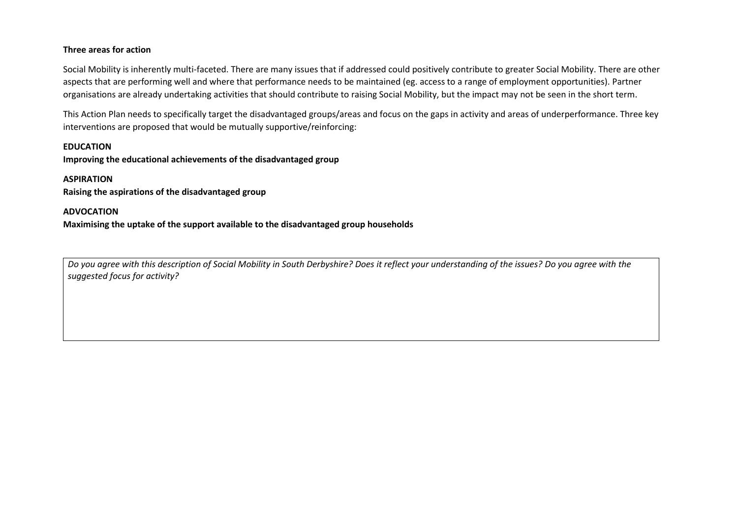**Three areas for action**

Social Mobility is inherently multi-faceted. There are many issues that if addressed could positively contribute to greater Social Mobility. There are other aspects that are performing well and where that performance needs to be maintained (eg. access to a range of employment opportunities). Partner organisations are already undertaking activities that should contribute to raising Social Mobility, but the impact may not be seen in the short term.

This Action Plan needs to specifically target the disadvantaged groups/areas and focus on the gaps in activity and areas of underperformance. Three key interventions are proposed that would be mutually supportive/reinforcing:

**EDUCATION**
**Improving the educational achievements of the disadvantaged group**

**ASPIRATION**
**Raising the aspirations of the disadvantaged group**

**ADVOCATION**
**Maximising the uptake of the support available to the disadvantaged group households**

| *Do you agree with this description of Social Mobility in South Derbyshire? Does it reflect your understanding of the issues? Do you agree with the suggested focus for activity?* |
|---|
| |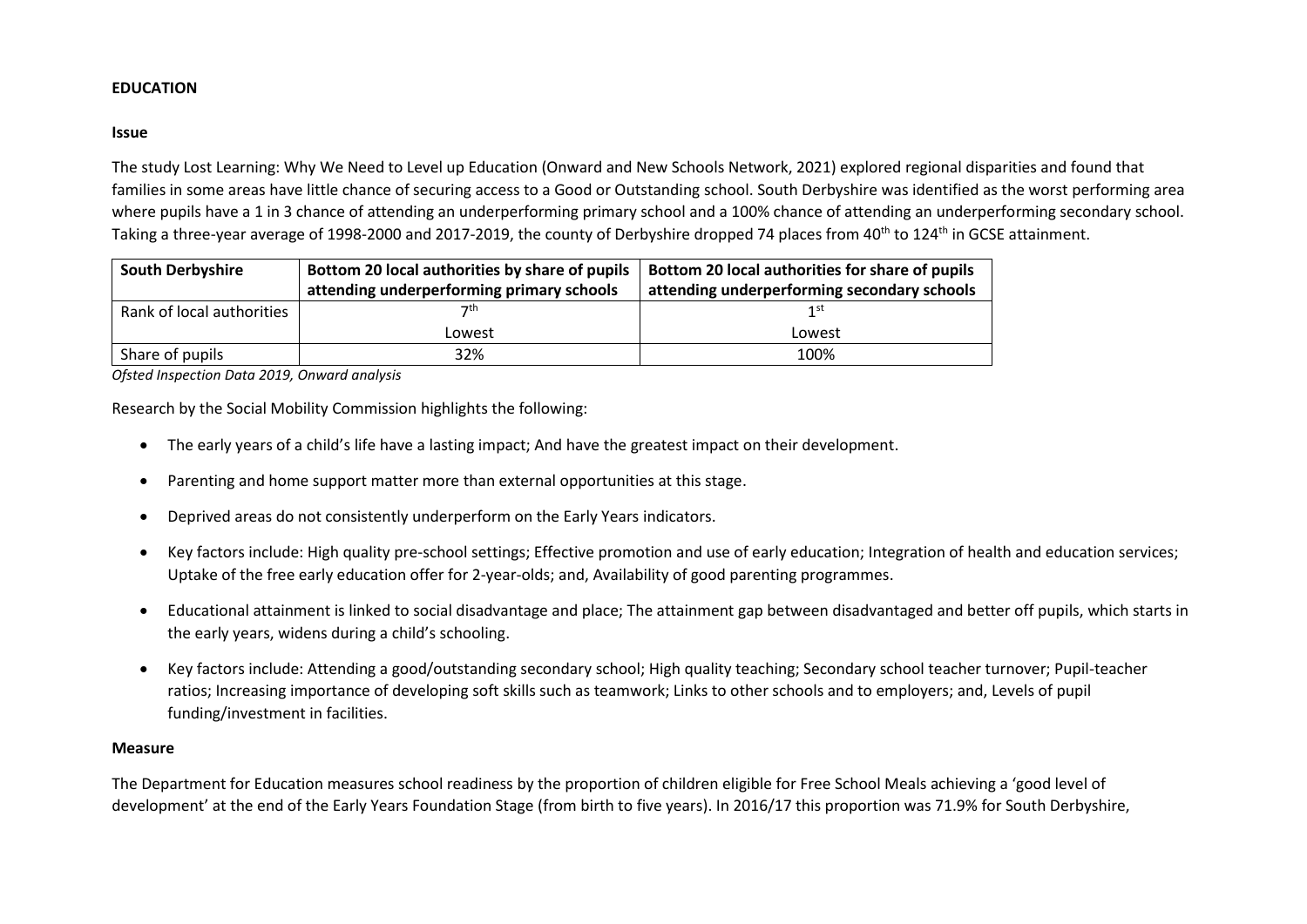**EDUCATION**

**Issue**

The study Lost Learning: Why We Need to Level up Education (Onward and New Schools Network, 2021) explored regional disparities and found that families in some areas have little chance of securing access to a Good or Outstanding school. South Derbyshire was identified as the worst performing area where pupils have a 1 in 3 chance of attending an underperforming primary school and a 100% chance of attending an underperforming secondary school. Taking a three-year average of 1998-2000 and 2017-2019, the county of Derbyshire dropped 74 places from 40th to 124th in GCSE attainment.

| South Derbyshire | Bottom 20 local authorities by share of pupils attending underperforming primary schools | Bottom 20 local authorities for share of pupils attending underperforming secondary schools |
|---|---|---|
| Rank of local authorities | 7th Lowest | 1st Lowest |
| Share of pupils | 32% | 100% |

*Ofsted Inspection Data 2019, Onward analysis*

Research by the Social Mobility Commission highlights the following:

- The early years of a child's life have a lasting impact; And have the greatest impact on their development.
- Parenting and home support matter more than external opportunities at this stage.
- Deprived areas do not consistently underperform on the Early Years indicators.
- Key factors include: High quality pre-school settings; Effective promotion and use of early education; Integration of health and education services; Uptake of the free early education offer for 2-year-olds; and, Availability of good parenting programmes.
- Educational attainment is linked to social disadvantage and place; The attainment gap between disadvantaged and better off pupils, which starts in the early years, widens during a child's schooling.
- Key factors include: Attending a good/outstanding secondary school; High quality teaching; Secondary school teacher turnover; Pupil-teacher ratios; Increasing importance of developing soft skills such as teamwork; Links to other schools and to employers; and, Levels of pupil funding/investment in facilities.

**Measure**

The Department for Education measures school readiness by the proportion of children eligible for Free School Meals achieving a 'good level of development' at the end of the Early Years Foundation Stage (from birth to five years). In 2016/17 this proportion was 71.9% for South Derbyshire,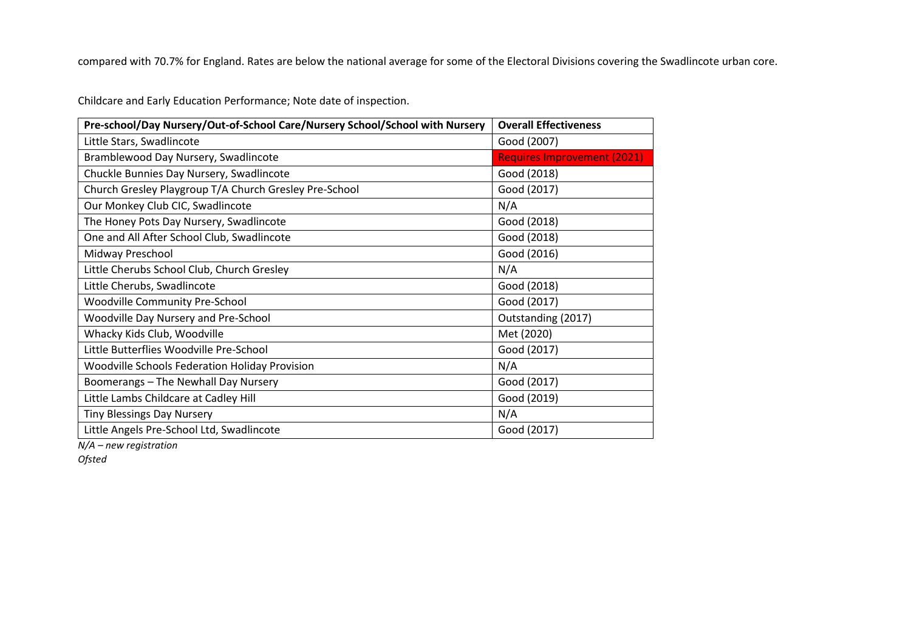compared with 70.7% for England. Rates are below the national average for some of the Electoral Divisions covering the Swadlincote urban core.

Childcare and Early Education Performance; Note date of inspection.

| Pre-school/Day Nursery/Out-of-School Care/Nursery School/School with Nursery | Overall Effectiveness |
|---|---|
| Little Stars, Swadlincote | Good (2007) |
| Bramblewood Day Nursery, Swadlincote | Requires Improvement (2021) |
| Chuckle Bunnies Day Nursery, Swadlincote | Good (2018) |
| Church Gresley Playgroup T/A Church Gresley Pre-School | Good (2017) |
| Our Monkey Club CIC, Swadlincote | N/A |
| The Honey Pots Day Nursery, Swadlincote | Good (2018) |
| One and All After School Club, Swadlincote | Good (2018) |
| Midway Preschool | Good (2016) |
| Little Cherubs School Club, Church Gresley | N/A |
| Little Cherubs, Swadlincote | Good (2018) |
| Woodville Community Pre-School | Good (2017) |
| Woodville Day Nursery and Pre-School | Outstanding (2017) |
| Whacky Kids Club, Woodville | Met (2020) |
| Little Butterflies Woodville Pre-School | Good (2017) |
| Woodville Schools Federation Holiday Provision | N/A |
| Boomerangs – The Newhall Day Nursery | Good (2017) |
| Little Lambs Childcare at Cadley Hill | Good (2019) |
| Tiny Blessings Day Nursery | N/A |
| Little Angels Pre-School Ltd, Swadlincote | Good (2017) |

*N/A – new registration*

*Ofsted*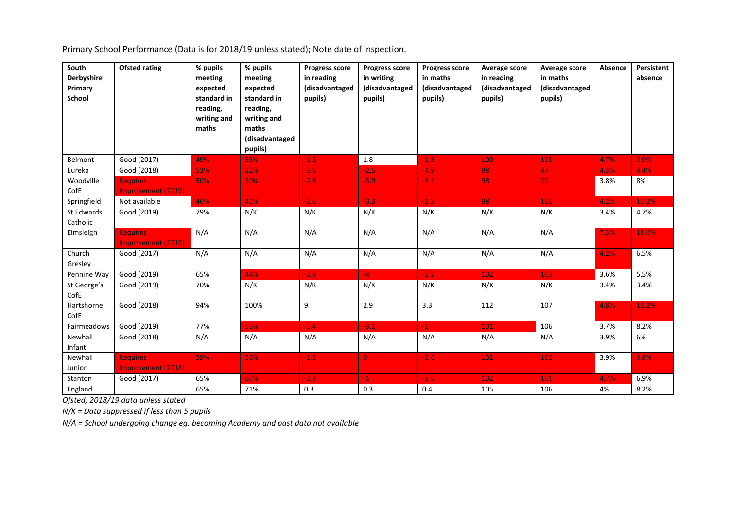Primary School Performance (Data is for 2018/19 unless stated); Note date of inspection.

| South Derbyshire Primary School | Ofsted rating | % pupils meeting expected standard in reading, writing and maths | % pupils meeting expected standard in reading, writing and maths (disadvantaged pupils) | Progress score in reading (disadvantaged pupils) | Progress score in writing (disadvantaged pupils) | Progress score in maths (disadvantaged pupils) | Average score in reading (disadvantaged pupils) | Average score in maths (disadvantaged pupils) | Absence | Persistent absence |
|---|---|---|---|---|---|---|---|---|---|---|
| Belmont | Good (2017) | 49% | 55% | -1.2 | 1.8 | -1.8 | 100 | 101 | 4.7% | 9.9% |
| Eureka | Good (2018) | 53% | 22% | -3.6 | -2.5 | -4.9 | 98 | 97 | 4.3% | 9.4% |
| Woodville CofE | Requires Improvement (2019) | 50% | 30% | -2.6 | -3.9 | -3.1 | 98 | 99 | 3.8% | 8% |
| Springfield | Not available | 46% | 41% | -2.6 | -0.3 | -1.3 | 98 | 100 | 4.2% | 10.2% |
| St Edwards Catholic | Good (2019) | 79% | N/K | N/K | N/K | N/K | N/K | N/K | 3.4% | 4.7% |
| Elmsleigh | Requires Improvement (2019) | N/A | N/A | N/A | N/A | N/A | N/A | N/A | 7.3% | 18.6% |
| Church Gresley | Good (2017) | N/A | N/A | N/A | N/A | N/A | N/A | N/A | 4.2% | 6.5% |
| Pennine Way | Good (2019) | 65% | 44% | -2.8 | -4 | -2.2 | 102 | 103 | 3.6% | 5.5% |
| St George's CofE | Good (2019) | 70% | N/K | N/K | N/K | N/K | N/K | N/K | 3.4% | 3.4% |
| Hartshorne CofE | Good (2018) | 94% | 100% | 9 | 2.9 | 3.3 | 112 | 107 | 4.8% | 12.2% |
| Fairmeadows | Good (2019) | 77% | 56% | -5.4 | -3.1 | -1 | 101 | 106 | 3.7% | 8.2% |
| Newhall Infant | Good (2018) | N/A | N/A | N/A | N/A | N/A | N/A | N/A | 3.9% | 6% |
| Newhall Junior | Requires Improvement (2018) | 59% | 56% | -1.5 | 0 | -2.6 | 102 | 102 | 3.9% | 9.8% |
| Stanton | Good (2017) | 65% | 67% | -2.3 | -1 | -3.5 | 102 | 101 | 4.7% | 6.9% |
| England | | 65% | 71% | 0.3 | 0.3 | 0.4 | 105 | 106 | 4% | 8.2% |

*Ofsted, 2018/19 data unless stated*

*N/K = Data suppressed if less than 5 pupils*

*N/A = School undergoing change eg. becoming Academy and past data not available*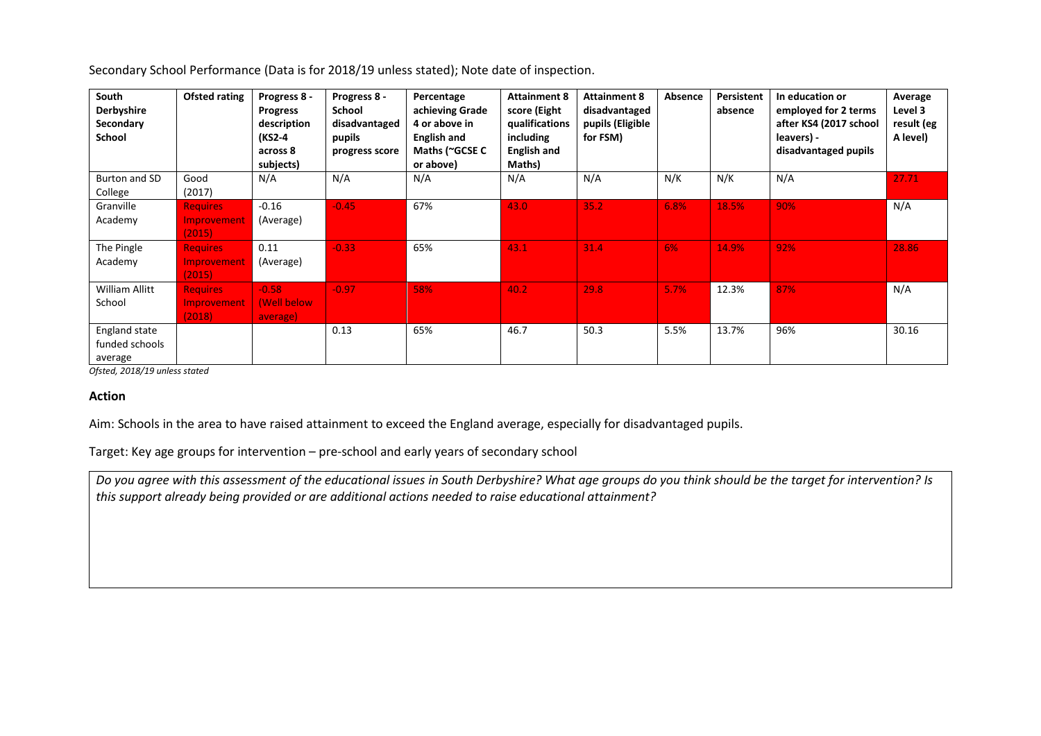Secondary School Performance (Data is for 2018/19 unless stated); Note date of inspection.

| South Derbyshire Secondary School | Ofsted rating | Progress 8 - Progress description (KS2-4 across 8 subjects) | Progress 8 - School disadvantaged pupils progress score | Percentage achieving Grade 4 or above in English and Maths (~GCSE C or above) | Attainment 8 score (Eight qualifications including English and Maths) | Attainment 8 disadvantaged pupils (Eligible for FSM) | Absence | Persistent absence | In education or employed for 2 terms after KS4 (2017 school leavers) - disadvantaged pupils | Average Level 3 result (eg A level) |
|---|---|---|---|---|---|---|---|---|---|---|
| Burton and SD College | Good (2017) | N/A | N/A | N/A | N/A | N/A | N/K | N/K | N/A | 27.71 |
| Granville Academy | Requires Improvement (2015) | -0.16 (Average) | -0.45 | 67% | 43.0 | 35.2 | 6.8% | 18.5% | 90% | N/A |
| The Pingle Academy | Requires Improvement (2015) | 0.11 (Average) | -0.33 | 65% | 43.1 | 31.4 | 6% | 14.9% | 92% | 28.86 |
| William Allitt School | Requires Improvement (2018) | -0.58 (Well below average) | -0.97 | 58% | 40.2 | 29.8 | 5.7% | 12.3% | 87% | N/A |
| England state funded schools average | | | 0.13 | 65% | 46.7 | 50.3 | 5.5% | 13.7% | 96% | 30.16 |

*Ofsted, 2018/19 unless stated*

**Action**

Aim: Schools in the area to have raised attainment to exceed the England average, especially for disadvantaged pupils.

Target: Key age groups for intervention – pre-school and early years of secondary school

*Do you agree with this assessment of the educational issues in South Derbyshire? What age groups do you think should be the target for intervention? Is this support already being provided or are additional actions needed to raise educational attainment?*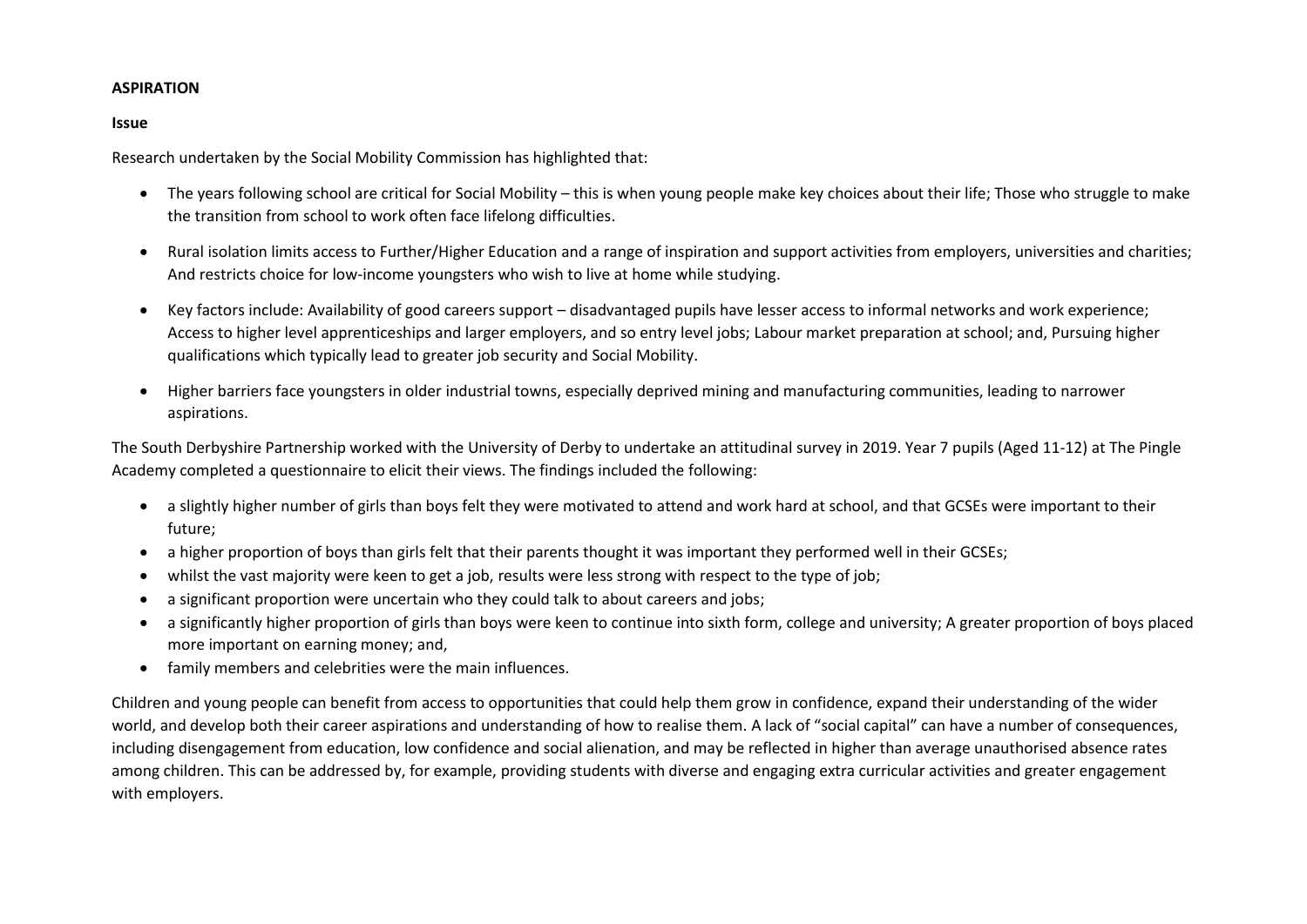**ASPIRATION**

**Issue**

Research undertaken by the Social Mobility Commission has highlighted that:

- The years following school are critical for Social Mobility – this is when young people make key choices about their life; Those who struggle to make the transition from school to work often face lifelong difficulties.
- Rural isolation limits access to Further/Higher Education and a range of inspiration and support activities from employers, universities and charities; And restricts choice for low-income youngsters who wish to live at home while studying.
- Key factors include: Availability of good careers support – disadvantaged pupils have lesser access to informal networks and work experience; Access to higher level apprenticeships and larger employers, and so entry level jobs; Labour market preparation at school; and, Pursuing higher qualifications which typically lead to greater job security and Social Mobility.
- Higher barriers face youngsters in older industrial towns, especially deprived mining and manufacturing communities, leading to narrower aspirations.

The South Derbyshire Partnership worked with the University of Derby to undertake an attitudinal survey in 2019. Year 7 pupils (Aged 11-12) at The Pingle Academy completed a questionnaire to elicit their views. The findings included the following:

- a slightly higher number of girls than boys felt they were motivated to attend and work hard at school, and that GCSEs were important to their future;
- a higher proportion of boys than girls felt that their parents thought it was important they performed well in their GCSEs;
- whilst the vast majority were keen to get a job, results were less strong with respect to the type of job;
- a significant proportion were uncertain who they could talk to about careers and jobs;
- a significantly higher proportion of girls than boys were keen to continue into sixth form, college and university; A greater proportion of boys placed more important on earning money; and,
- family members and celebrities were the main influences.

Children and young people can benefit from access to opportunities that could help them grow in confidence, expand their understanding of the wider world, and develop both their career aspirations and understanding of how to realise them. A lack of "social capital" can have a number of consequences, including disengagement from education, low confidence and social alienation, and may be reflected in higher than average unauthorised absence rates among children. This can be addressed by, for example, providing students with diverse and engaging extra curricular activities and greater engagement with employers.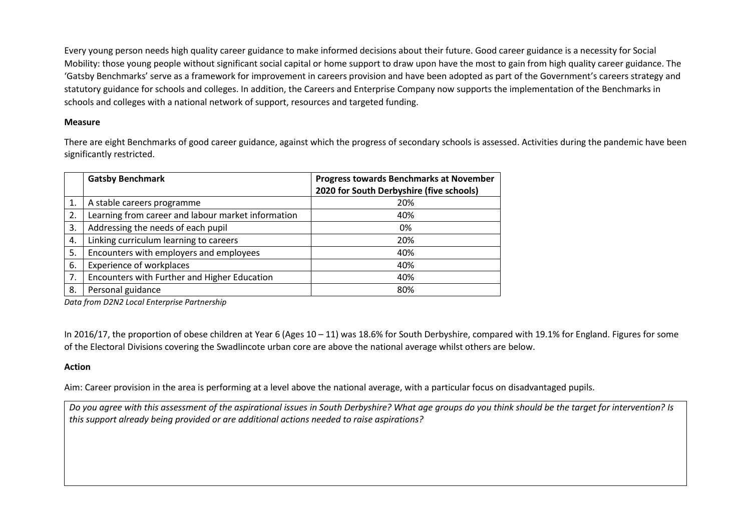Every young person needs high quality career guidance to make informed decisions about their future. Good career guidance is a necessity for Social Mobility: those young people without significant social capital or home support to draw upon have the most to gain from high quality career guidance. The 'Gatsby Benchmarks' serve as a framework for improvement in careers provision and have been adopted as part of the Government's careers strategy and statutory guidance for schools and colleges. In addition, the Careers and Enterprise Company now supports the implementation of the Benchmarks in schools and colleges with a national network of support, resources and targeted funding.

**Measure**

There are eight Benchmarks of good career guidance, against which the progress of secondary schools is assessed. Activities during the pandemic have been significantly restricted.

| | Gatsby Benchmark | Progress towards Benchmarks at November 2020 for South Derbyshire (five schools) |
|---|---|---|
| 1. | A stable careers programme | 20% |
| 2. | Learning from career and labour market information | 40% |
| 3. | Addressing the needs of each pupil | 0% |
| 4. | Linking curriculum learning to careers | 20% |
| 5. | Encounters with employers and employees | 40% |
| 6. | Experience of workplaces | 40% |
| 7. | Encounters with Further and Higher Education | 40% |
| 8. | Personal guidance | 80% |

*Data from D2N2 Local Enterprise Partnership*

In 2016/17, the proportion of obese children at Year 6 (Ages 10 – 11) was 18.6% for South Derbyshire, compared with 19.1% for England. Figures for some of the Electoral Divisions covering the Swadlincote urban core are above the national average whilst others are below.

**Action**

Aim: Career provision in the area is performing at a level above the national average, with a particular focus on disadvantaged pupils.

*Do you agree with this assessment of the aspirational issues in South Derbyshire? What age groups do you think should be the target for intervention? Is this support already being provided or are additional actions needed to raise aspirations?*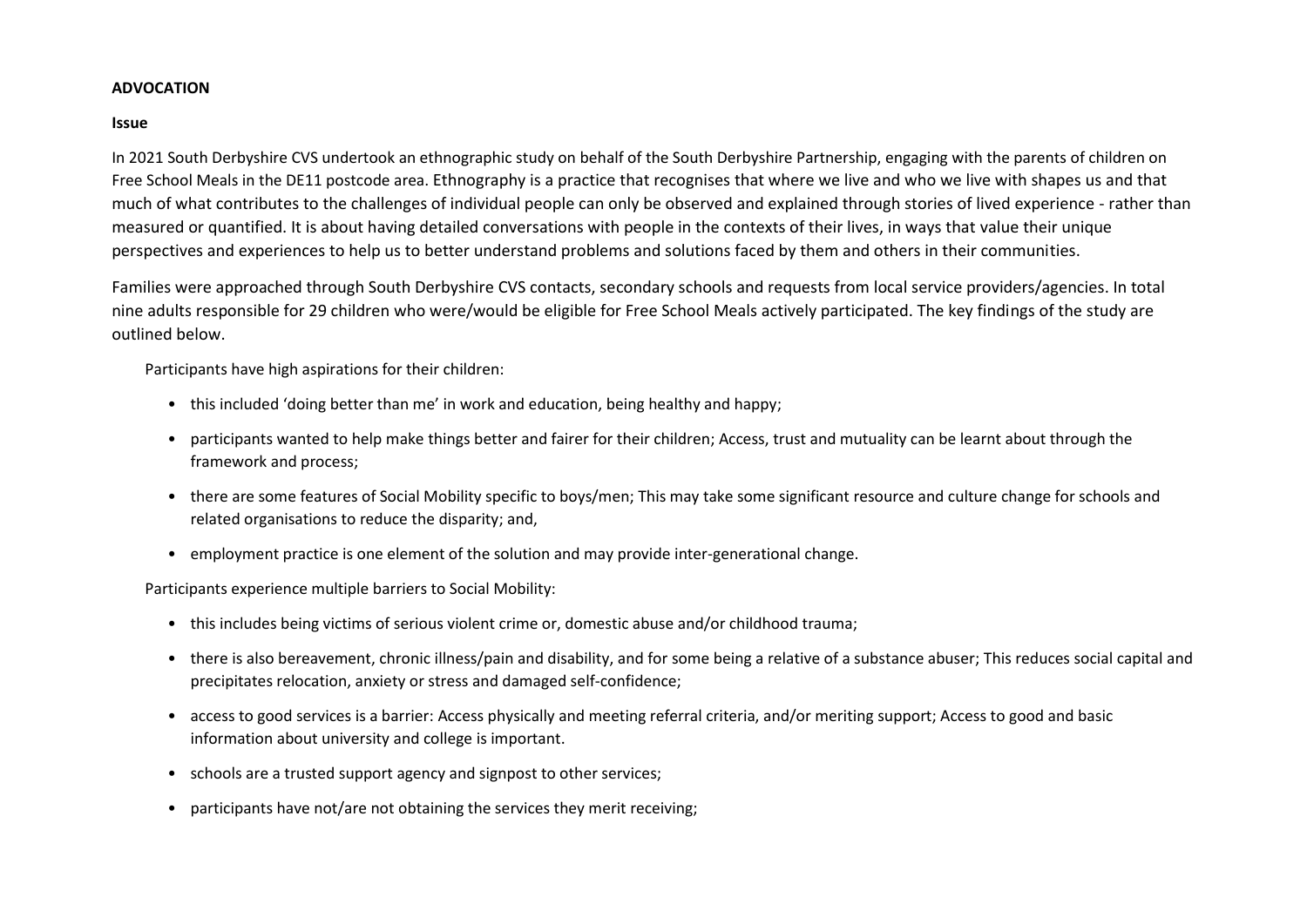**ADVOCATION**

**Issue**

In 2021 South Derbyshire CVS undertook an ethnographic study on behalf of the South Derbyshire Partnership, engaging with the parents of children on Free School Meals in the DE11 postcode area. Ethnography is a practice that recognises that where we live and who we live with shapes us and that much of what contributes to the challenges of individual people can only be observed and explained through stories of lived experience - rather than measured or quantified. It is about having detailed conversations with people in the contexts of their lives, in ways that value their unique perspectives and experiences to help us to better understand problems and solutions faced by them and others in their communities.

Families were approached through South Derbyshire CVS contacts, secondary schools and requests from local service providers/agencies. In total nine adults responsible for 29 children who were/would be eligible for Free School Meals actively participated. The key findings of the study are outlined below.

Participants have high aspirations for their children:

- this included 'doing better than me' in work and education, being healthy and happy;
- participants wanted to help make things better and fairer for their children; Access, trust and mutuality can be learnt about through the framework and process;
- there are some features of Social Mobility specific to boys/men; This may take some significant resource and culture change for schools and related organisations to reduce the disparity; and,
- employment practice is one element of the solution and may provide inter-generational change.

Participants experience multiple barriers to Social Mobility:

- this includes being victims of serious violent crime or, domestic abuse and/or childhood trauma;
- there is also bereavement, chronic illness/pain and disability, and for some being a relative of a substance abuser; This reduces social capital and precipitates relocation, anxiety or stress and damaged self-confidence;
- access to good services is a barrier: Access physically and meeting referral criteria, and/or meriting support; Access to good and basic information about university and college is important.
- schools are a trusted support agency and signpost to other services;
- participants have not/are not obtaining the services they merit receiving;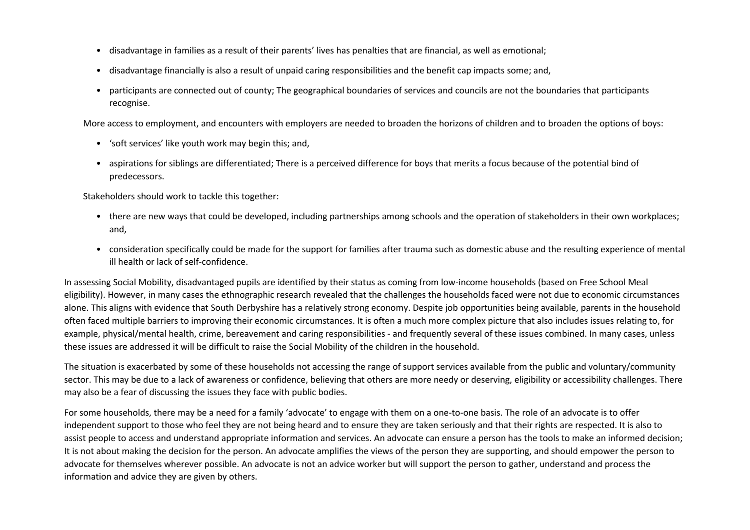- disadvantage in families as a result of their parents' lives has penalties that are financial, as well as emotional;
- disadvantage financially is also a result of unpaid caring responsibilities and the benefit cap impacts some; and,
- participants are connected out of county; The geographical boundaries of services and councils are not the boundaries that participants recognise.

More access to employment, and encounters with employers are needed to broaden the horizons of children and to broaden the options of boys:

- 'soft services' like youth work may begin this; and,
- aspirations for siblings are differentiated; There is a perceived difference for boys that merits a focus because of the potential bind of predecessors.

Stakeholders should work to tackle this together:

- there are new ways that could be developed, including partnerships among schools and the operation of stakeholders in their own workplaces; and,
- consideration specifically could be made for the support for families after trauma such as domestic abuse and the resulting experience of mental ill health or lack of self-confidence.

In assessing Social Mobility, disadvantaged pupils are identified by their status as coming from low-income households (based on Free School Meal eligibility). However, in many cases the ethnographic research revealed that the challenges the households faced were not due to economic circumstances alone. This aligns with evidence that South Derbyshire has a relatively strong economy. Despite job opportunities being available, parents in the household often faced multiple barriers to improving their economic circumstances. It is often a much more complex picture that also includes issues relating to, for example, physical/mental health, crime, bereavement and caring responsibilities - and frequently several of these issues combined. In many cases, unless these issues are addressed it will be difficult to raise the Social Mobility of the children in the household.

The situation is exacerbated by some of these households not accessing the range of support services available from the public and voluntary/community sector. This may be due to a lack of awareness or confidence, believing that others are more needy or deserving, eligibility or accessibility challenges. There may also be a fear of discussing the issues they face with public bodies.

For some households, there may be a need for a family 'advocate' to engage with them on a one-to-one basis. The role of an advocate is to offer independent support to those who feel they are not being heard and to ensure they are taken seriously and that their rights are respected. It is also to assist people to access and understand appropriate information and services. An advocate can ensure a person has the tools to make an informed decision; It is not about making the decision for the person. An advocate amplifies the views of the person they are supporting, and should empower the person to advocate for themselves wherever possible. An advocate is not an advice worker but will support the person to gather, understand and process the information and advice they are given by others.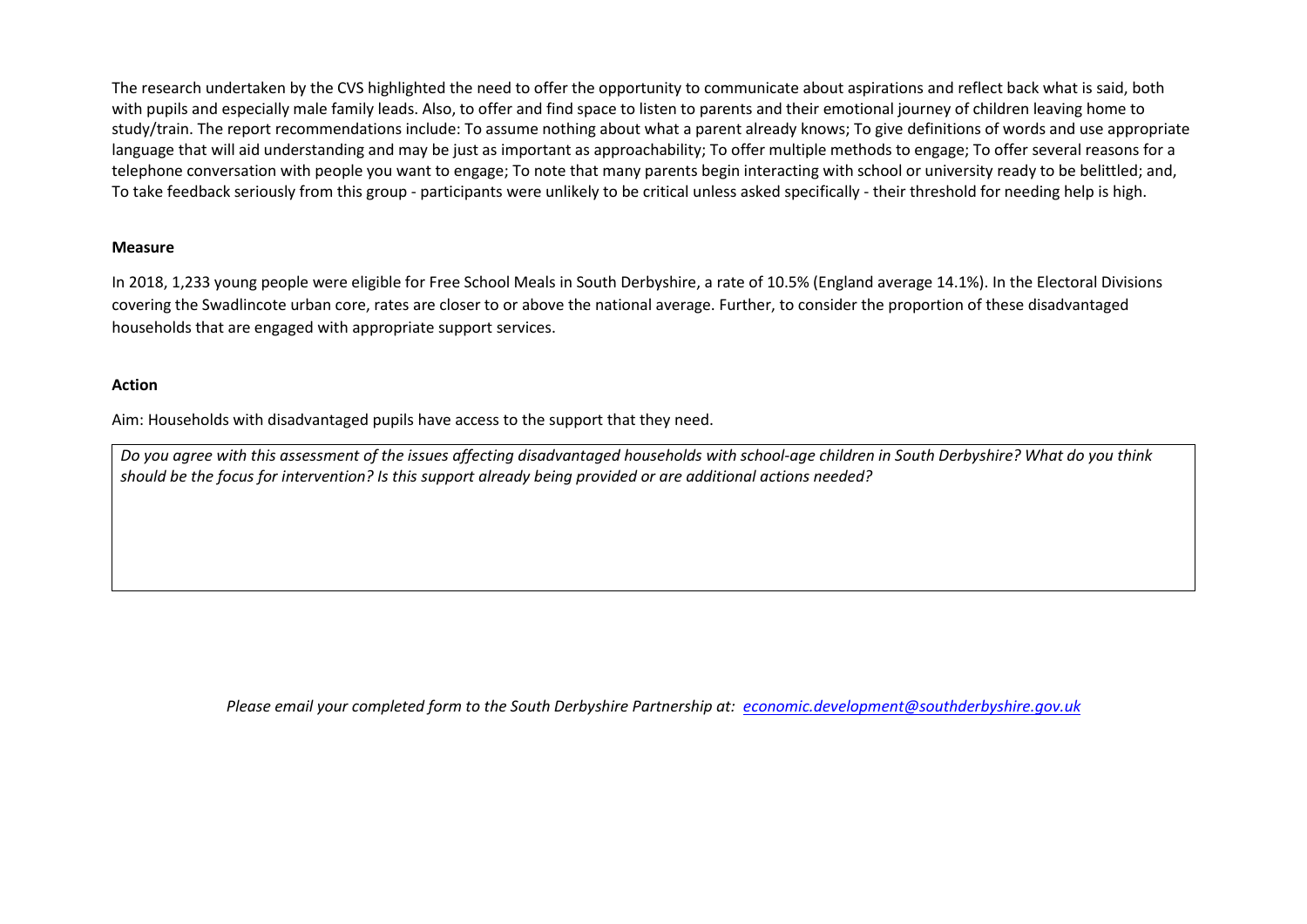The research undertaken by the CVS highlighted the need to offer the opportunity to communicate about aspirations and reflect back what is said, both with pupils and especially male family leads. Also, to offer and find space to listen to parents and their emotional journey of children leaving home to study/train. The report recommendations include: To assume nothing about what a parent already knows; To give definitions of words and use appropriate language that will aid understanding and may be just as important as approachability; To offer multiple methods to engage; To offer several reasons for a telephone conversation with people you want to engage; To note that many parents begin interacting with school or university ready to be belittled; and, To take feedback seriously from this group - participants were unlikely to be critical unless asked specifically - their threshold for needing help is high.

**Measure**

In 2018, 1,233 young people were eligible for Free School Meals in South Derbyshire, a rate of 10.5% (England average 14.1%). In the Electoral Divisions covering the Swadlincote urban core, rates are closer to or above the national average. Further, to consider the proportion of these disadvantaged households that are engaged with appropriate support services.

**Action**

Aim: Households with disadvantaged pupils have access to the support that they need.

| |
|---|
| *Do you agree with this assessment of the issues affecting disadvantaged households with school-age children in South Derbyshire? What do you think should be the focus for intervention? Is this support already being provided or are additional actions needed?* |

*Please email your completed form to the South Derbyshire Partnership at: economic.development@southderbyshire.gov.uk*